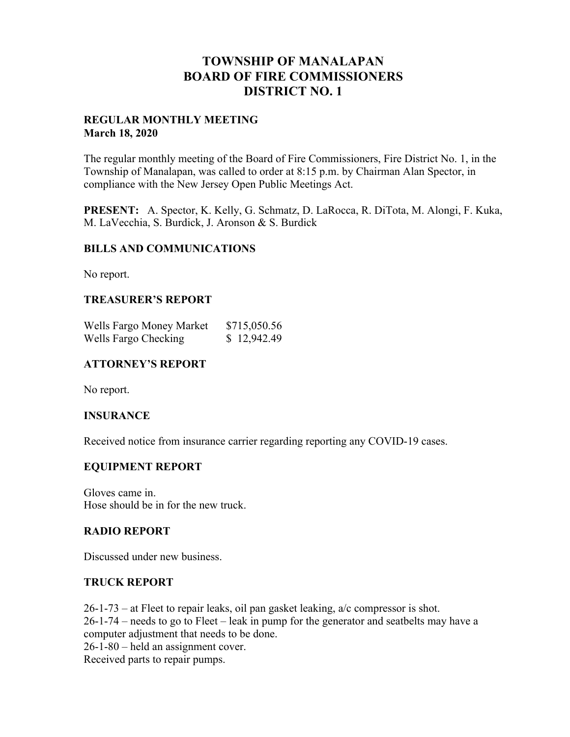# TOWNSHIP OF MANALAPAN
# BOARD OF FIRE COMMISSIONERS
# DISTRICT NO. 1

**REGULAR MONTHLY MEETING**
**March 18, 2020**

The regular monthly meeting of the Board of Fire Commissioners, Fire District No. 1, in the Township of Manalapan, was called to order at 8:15 p.m. by Chairman Alan Spector, in compliance with the New Jersey Open Public Meetings Act.

**PRESENT:** A. Spector, K. Kelly, G. Schmatz, D. LaRocca, R. DiTota, M. Alongi, F. Kuka, M. LaVecchia, S. Burdick, J. Aronson & S. Burdick

## BILLS AND COMMUNICATIONS

No report.

## TREASURER'S REPORT

| | |
|---|---|
| Wells Fargo Money Market | $715,050.56 |
| Wells Fargo Checking | $ 12,942.49 |

## ATTORNEY'S REPORT

No report.

## INSURANCE

Received notice from insurance carrier regarding reporting any COVID-19 cases.

## EQUIPMENT REPORT

Gloves came in.
Hose should be in for the new truck.

## RADIO REPORT

Discussed under new business.

## TRUCK REPORT

26-1-73 – at Fleet to repair leaks, oil pan gasket leaking, a/c compressor is shot.
26-1-74 – needs to go to Fleet – leak in pump for the generator and seatbelts may have a computer adjustment that needs to be done.
26-1-80 – held an assignment cover.
Received parts to repair pumps.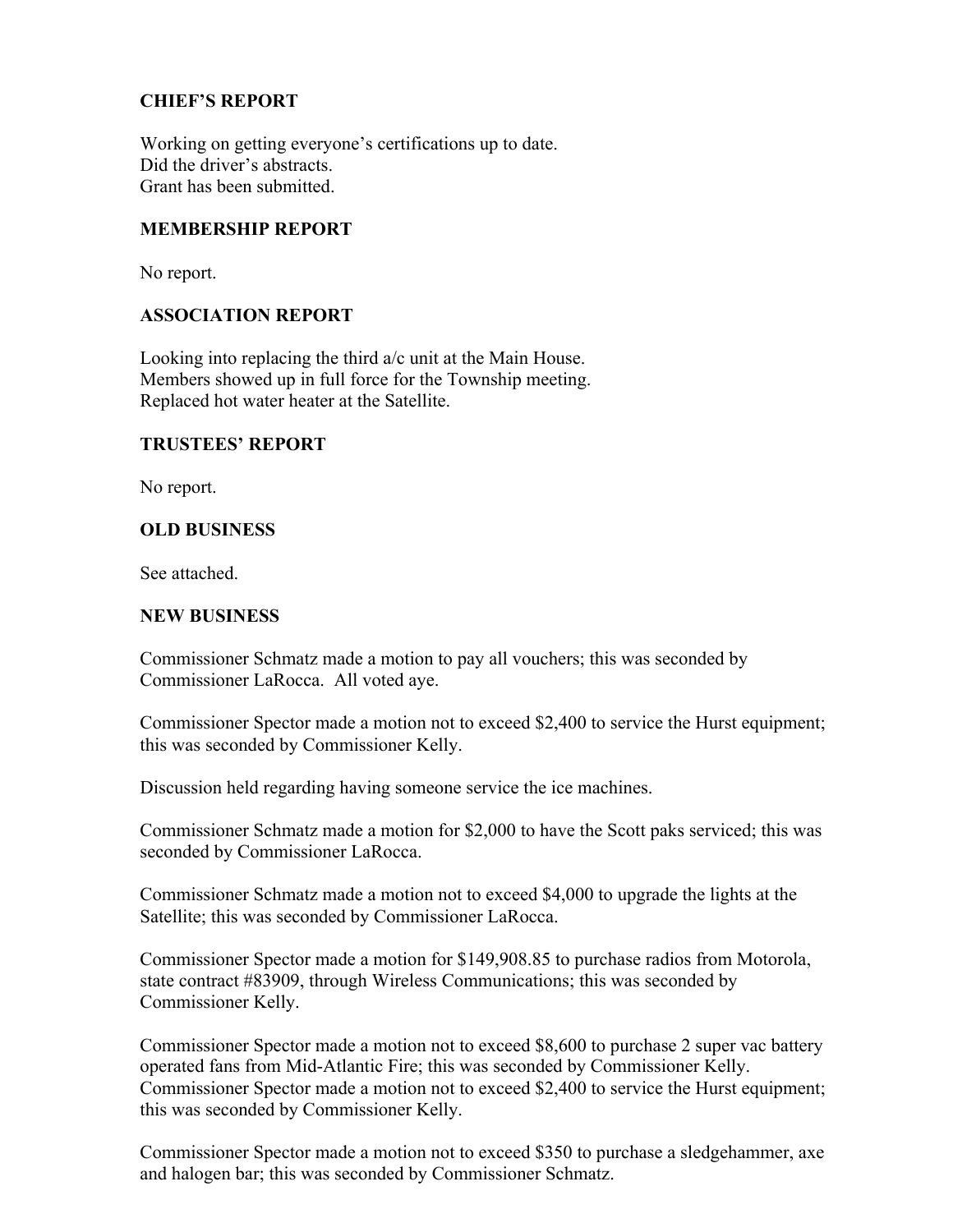**CHIEF'S REPORT**

Working on getting everyone's certifications up to date.
Did the driver's abstracts.
Grant has been submitted.

**MEMBERSHIP REPORT**

No report.

**ASSOCIATION REPORT**

Looking into replacing the third a/c unit at the Main House.
Members showed up in full force for the Township meeting.
Replaced hot water heater at the Satellite.

**TRUSTEES' REPORT**

No report.

**OLD BUSINESS**

See attached.

**NEW BUSINESS**

Commissioner Schmatz made a motion to pay all vouchers; this was seconded by Commissioner LaRocca. All voted aye.

Commissioner Spector made a motion not to exceed $2,400 to service the Hurst equipment; this was seconded by Commissioner Kelly.

Discussion held regarding having someone service the ice machines.

Commissioner Schmatz made a motion for $2,000 to have the Scott paks serviced; this was seconded by Commissioner LaRocca.

Commissioner Schmatz made a motion not to exceed $4,000 to upgrade the lights at the Satellite; this was seconded by Commissioner LaRocca.

Commissioner Spector made a motion for $149,908.85 to purchase radios from Motorola, state contract #83909, through Wireless Communications; this was seconded by Commissioner Kelly.

Commissioner Spector made a motion not to exceed $8,600 to purchase 2 super vac battery operated fans from Mid-Atlantic Fire; this was seconded by Commissioner Kelly.
Commissioner Spector made a motion not to exceed $2,400 to service the Hurst equipment; this was seconded by Commissioner Kelly.

Commissioner Spector made a motion not to exceed $350 to purchase a sledgehammer, axe and halogen bar; this was seconded by Commissioner Schmatz.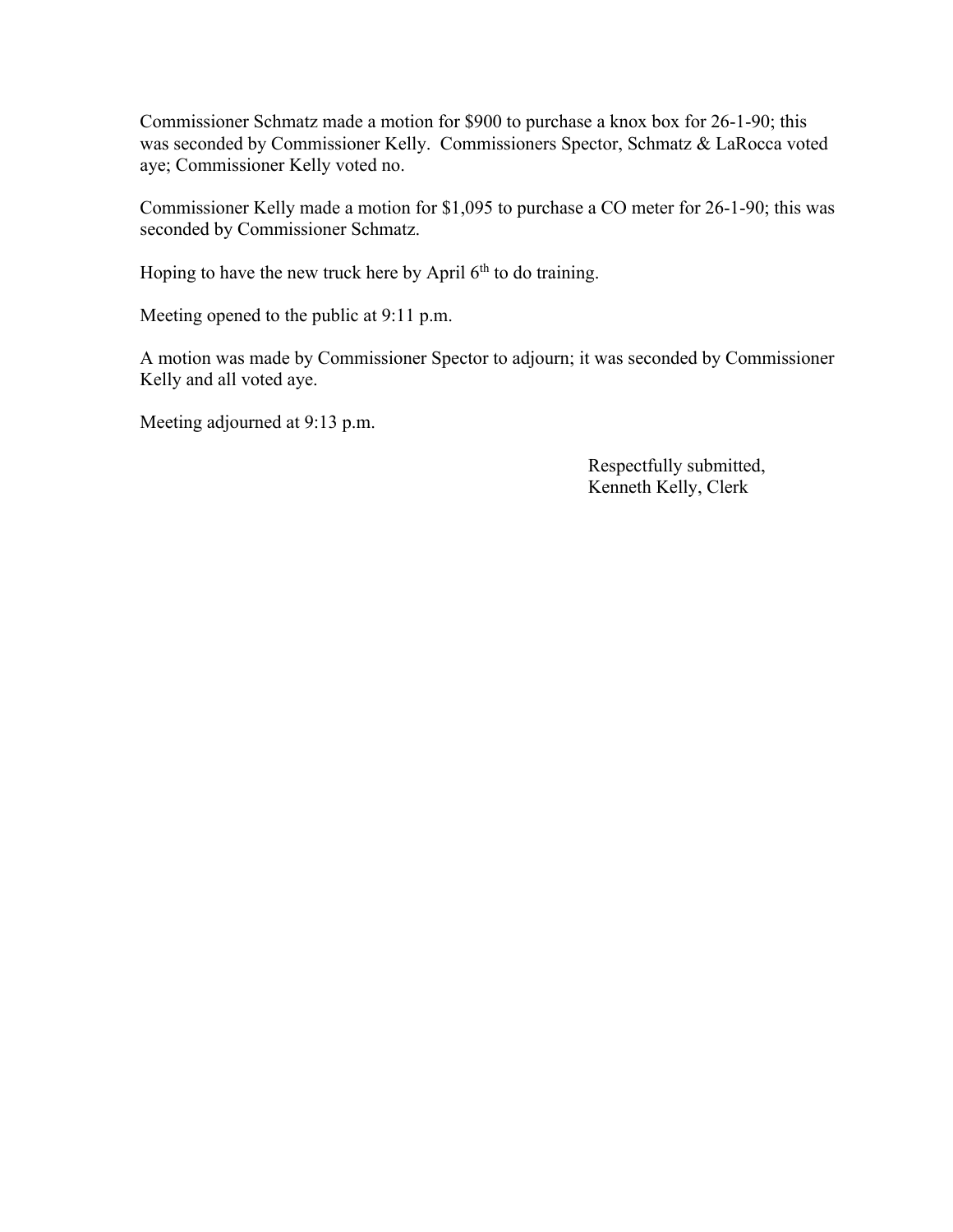Commissioner Schmatz made a motion for $900 to purchase a knox box for 26-1-90; this was seconded by Commissioner Kelly. Commissioners Spector, Schmatz & LaRocca voted aye; Commissioner Kelly voted no.

Commissioner Kelly made a motion for $1,095 to purchase a CO meter for 26-1-90; this was seconded by Commissioner Schmatz.

Hoping to have the new truck here by April 6th to do training.

Meeting opened to the public at 9:11 p.m.

A motion was made by Commissioner Spector to adjourn; it was seconded by Commissioner Kelly and all voted aye.

Meeting adjourned at 9:13 p.m.

Respectfully submitted,
Kenneth Kelly, Clerk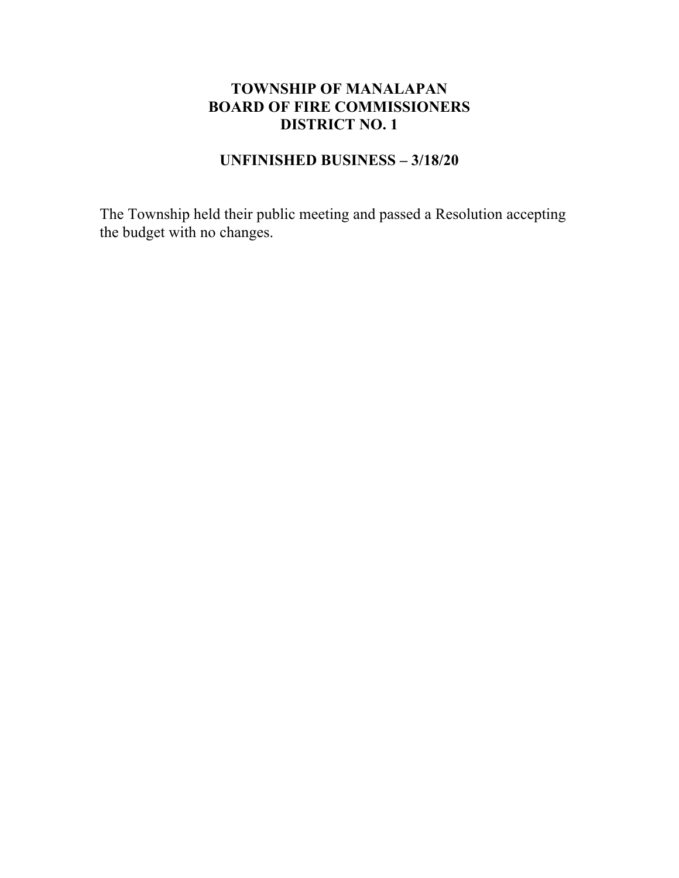**TOWNSHIP OF MANALAPAN**
**BOARD OF FIRE COMMISSIONERS**
**DISTRICT NO. 1**

**UNFINISHED BUSINESS – 3/18/20**

The Township held their public meeting and passed a Resolution accepting the budget with no changes.